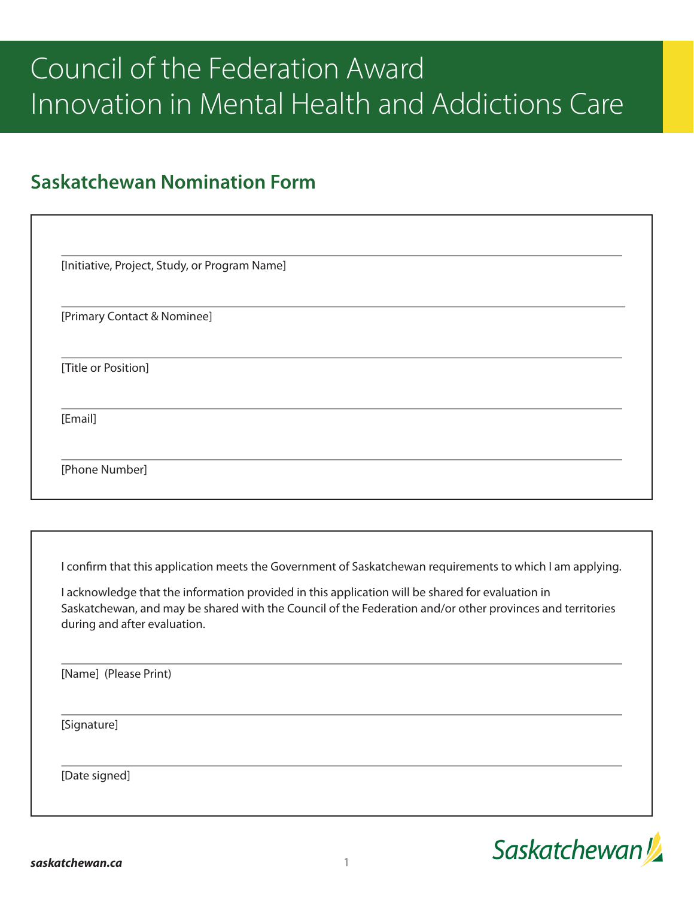# Council of the Federation Award Innovation in Mental Health and Addictions Care

## Saskatchewan Nomination Form

[Initiative, Project, Study, or Program Name]

[Primary Contact & Nominee]

[Title or Position]

[Email]

[Phone Number]

I confirm that this application meets the Government of Saskatchewan requirements to which I am applying.

I acknowledge that the information provided in this application will be shared for evaluation in Saskatchewan, and may be shared with the Council of the Federation and/or other provinces and territories during and after evaluation.

[Name] (Please Print)

[Signature]

[Date signed]

*saskatchewan.ca*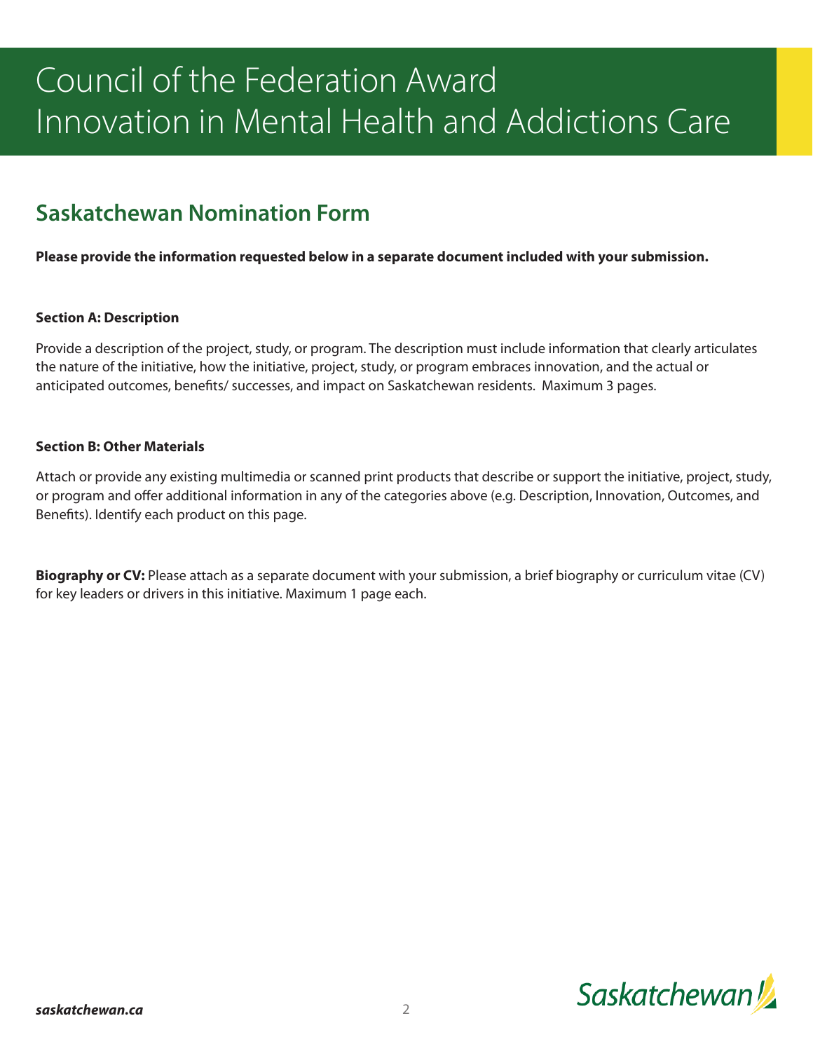# Council of the Federation Award Innovation in Mental Health and Addictions Care

## Saskatchewan Nomination Form

**Please provide the information requested below in a separate document included with your submission.**

**Section A: Description**

Provide a description of the project, study, or program. The description must include information that clearly articulates the nature of the initiative, how the initiative, project, study, or program embraces innovation, and the actual or anticipated outcomes, benefits/ successes, and impact on Saskatchewan residents. Maximum 3 pages.

**Section B: Other Materials**

Attach or provide any existing multimedia or scanned print products that describe or support the initiative, project, study, or program and offer additional information in any of the categories above (e.g. Description, Innovation, Outcomes, and Benefits). Identify each product on this page.

**Biography or CV:** Please attach as a separate document with your submission, a brief biography or curriculum vitae (CV) for key leaders or drivers in this initiative. Maximum 1 page each.